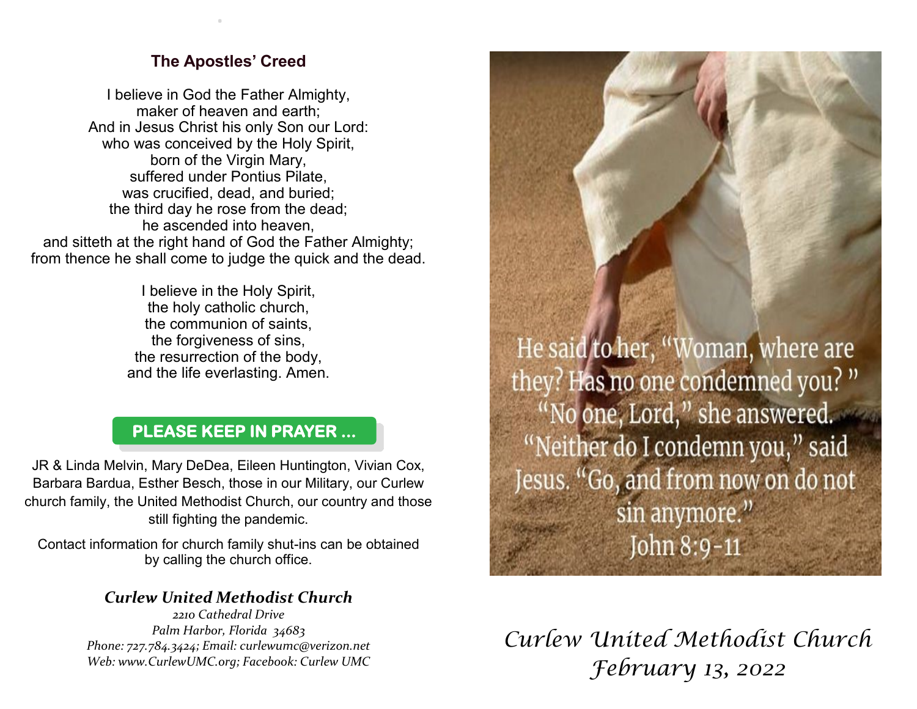## The Apostles' Creed

I believe in God the Father Almighty,
maker of heaven and earth;
And in Jesus Christ his only Son our Lord:
who was conceived by the Holy Spirit,
born of the Virgin Mary,
suffered under Pontius Pilate,
was crucified, dead, and buried;
the third day he rose from the dead;
he ascended into heaven,
and sitteth at the right hand of God the Father Almighty;
from thence he shall come to judge the quick and the dead.

I believe in the Holy Spirit,
the holy catholic church,
the communion of saints,
the forgiveness of sins,
the resurrection of the body,
and the life everlasting. Amen.

**PLEASE KEEP IN PRAYER ...**

JR & Linda Melvin, Mary DeDea, Eileen Huntington, Vivian Cox, Barbara Bardua, Esther Besch, those in our Military, our Curlew church family, the United Methodist Church, our country and those still fighting the pandemic.

Contact information for church family shut-ins can be obtained by calling the church office.

***Curlew United Methodist Church***

*2210 Cathedral Drive*
*Palm Harbor, Florida 34683*
*Phone: 727.784.3424; Email: curlewumc@verizon.net*
*Web: www.CurlewUMC.org; Facebook: Curlew UMC*

He said to her, "Woman, where are they? Has no one condemned you?" "No one, Lord," she answered. "Neither do I condemn you," said Jesus. "Go, and from now on do not sin anymore."
John 8:9-11

*Curlew United Methodist Church*
*February 13, 2022*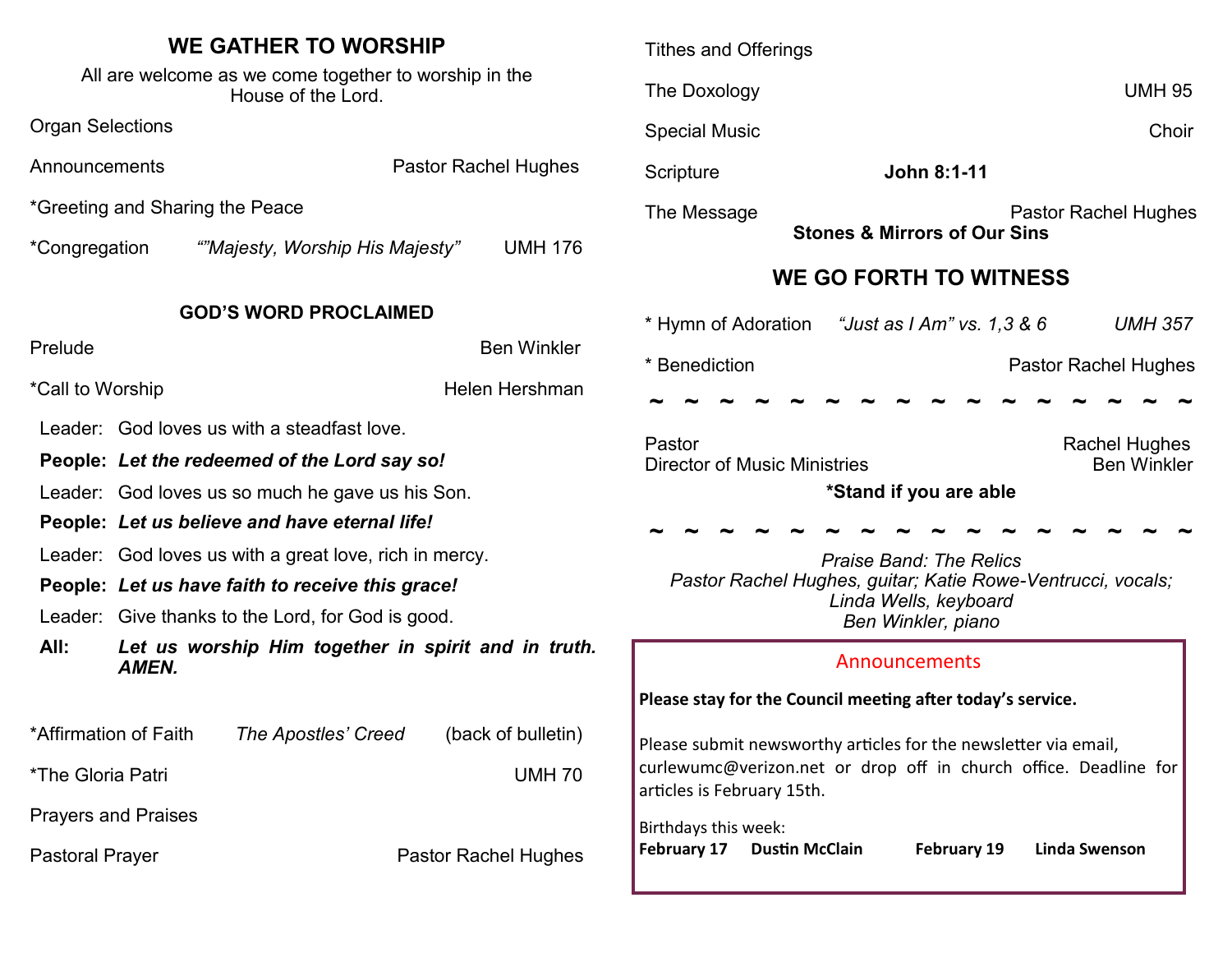## WE GATHER TO WORSHIP

All are welcome as we come together to worship in the House of the Lord.

Organ Selections

Announcements — Pastor Rachel Hughes

*Greeting and Sharing the Peace

*Congregation *“”Majesty, Worship His Majesty”* UMH 176

### GOD’S WORD PROCLAIMED

Prelude — Ben Winkler

*Call to Worship — Helen Hershman

Leader: God loves us with a steadfast love.

**People:** ***Let the redeemed of the Lord say so!***

Leader: God loves us so much he gave us his Son.

**People:** ***Let us believe and have eternal life!***

Leader: God loves us with a great love, rich in mercy.

**People:** ***Let us have faith to receive this grace!***

Leader: Give thanks to the Lord, for God is good.

**All:** ***Let us worship Him together in spirit and in truth. AMEN.***

*Affirmation of Faith *The Apostles’ Creed* (back of bulletin)

*The Gloria Patri — UMH 70

Prayers and Praises

Pastoral Prayer — Pastor Rachel Hughes

Tithes and Offerings

The Doxology — UMH 95

Special Music — Choir

Scripture **John 8:1-11**

The Message — Pastor Rachel Hughes

**Stones & Mirrors of Our Sins**

## WE GO FORTH TO WITNESS

* Hymn of Adoration *“Just as I Am” vs. 1,3 & 6* *UMH 357*

* Benediction — Pastor Rachel Hughes

~ ~ ~ ~ ~ ~ ~ ~ ~ ~ ~ ~ ~ ~ ~ ~

Pastor — Rachel Hughes
Director of Music Ministries — Ben Winkler

**\*Stand if you are able**

~ ~ ~ ~ ~ ~ ~ ~ ~ ~ ~ ~ ~ ~ ~ ~

*Praise Band: The Relics*
*Pastor Rachel Hughes, guitar; Katie Rowe-Ventrucci, vocals;*
*Linda Wells, keyboard*
*Ben Winkler, piano*

### Announcements

**Please stay for the Council meeting after today’s service.**

Please submit newsworthy articles for the newsletter via email, curlewumc@verizon.net or drop off in church office. Deadline for articles is February 15th.

Birthdays this week:
**February 17 Dustin McClain February 19 Linda Swenson**